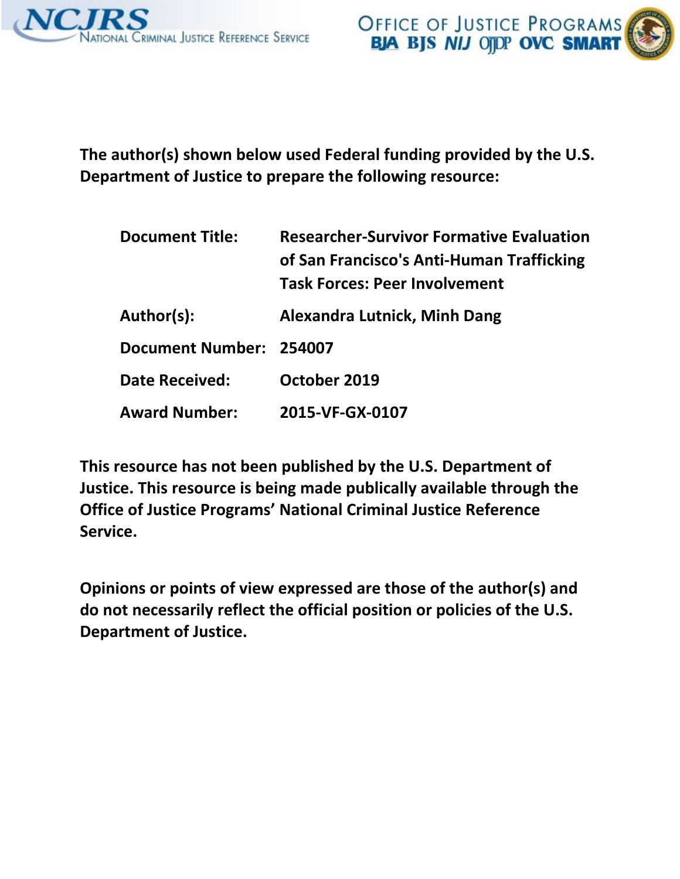NCJRS National Criminal Justice Reference Service

Office of Justice Programs
BJA BJS NIJ OJJDP OVC SMART

**The author(s) shown below used Federal funding provided by the U.S. Department of Justice to prepare the following resource:**

| | |
|---|---|
| **Document Title:** | **Researcher-Survivor Formative Evaluation of San Francisco's Anti-Human Trafficking Task Forces: Peer Involvement** |
| **Author(s):** | **Alexandra Lutnick, Minh Dang** |
| **Document Number:** | **254007** |
| **Date Received:** | **October 2019** |
| **Award Number:** | **2015-VF-GX-0107** |

**This resource has not been published by the U.S. Department of Justice. This resource is being made publically available through the Office of Justice Programs' National Criminal Justice Reference Service.**

**Opinions or points of view expressed are those of the author(s) and do not necessarily reflect the official position or policies of the U.S. Department of Justice.**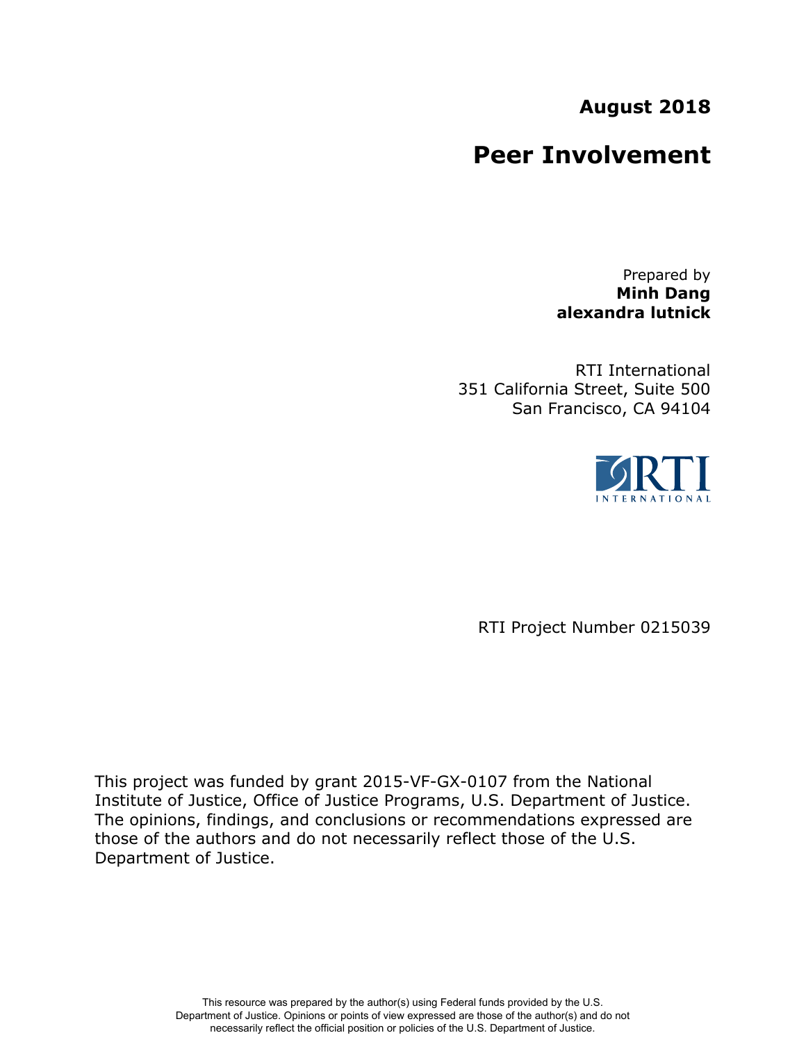**August 2018**

# Peer Involvement

Prepared by
**Minh Dang**
**alexandra lutnick**

RTI International
351 California Street, Suite 500
San Francisco, CA 94104

RTI Project Number 0215039

This project was funded by grant 2015-VF-GX-0107 from the National Institute of Justice, Office of Justice Programs, U.S. Department of Justice. The opinions, findings, and conclusions or recommendations expressed are those of the authors and do not necessarily reflect those of the U.S. Department of Justice.

This resource was prepared by the author(s) using Federal funds provided by the U.S. Department of Justice. Opinions or points of view expressed are those of the author(s) and do not necessarily reflect the official position or policies of the U.S. Department of Justice.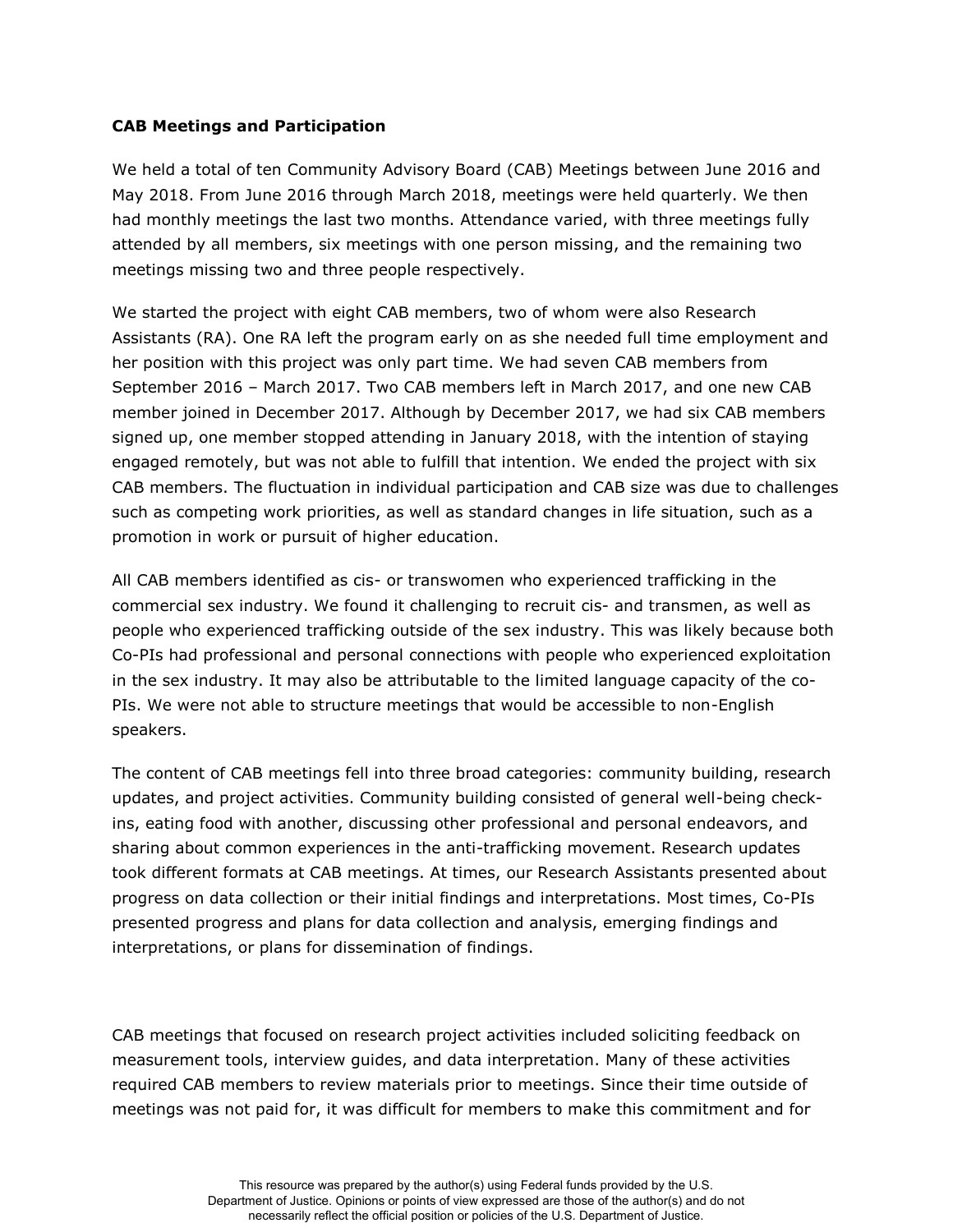**CAB Meetings and Participation**

We held a total of ten Community Advisory Board (CAB) Meetings between June 2016 and May 2018. From June 2016 through March 2018, meetings were held quarterly. We then had monthly meetings the last two months. Attendance varied, with three meetings fully attended by all members, six meetings with one person missing, and the remaining two meetings missing two and three people respectively.

We started the project with eight CAB members, two of whom were also Research Assistants (RA). One RA left the program early on as she needed full time employment and her position with this project was only part time. We had seven CAB members from September 2016 – March 2017. Two CAB members left in March 2017, and one new CAB member joined in December 2017. Although by December 2017, we had six CAB members signed up, one member stopped attending in January 2018, with the intention of staying engaged remotely, but was not able to fulfill that intention. We ended the project with six CAB members. The fluctuation in individual participation and CAB size was due to challenges such as competing work priorities, as well as standard changes in life situation, such as a promotion in work or pursuit of higher education.

All CAB members identified as cis- or transwomen who experienced trafficking in the commercial sex industry. We found it challenging to recruit cis- and transmen, as well as people who experienced trafficking outside of the sex industry. This was likely because both Co-PIs had professional and personal connections with people who experienced exploitation in the sex industry. It may also be attributable to the limited language capacity of the co-PIs. We were not able to structure meetings that would be accessible to non-English speakers.

The content of CAB meetings fell into three broad categories: community building, research updates, and project activities. Community building consisted of general well-being check-ins, eating food with another, discussing other professional and personal endeavors, and sharing about common experiences in the anti-trafficking movement. Research updates took different formats at CAB meetings. At times, our Research Assistants presented about progress on data collection or their initial findings and interpretations. Most times, Co-PIs presented progress and plans for data collection and analysis, emerging findings and interpretations, or plans for dissemination of findings.

CAB meetings that focused on research project activities included soliciting feedback on measurement tools, interview guides, and data interpretation. Many of these activities required CAB members to review materials prior to meetings. Since their time outside of meetings was not paid for, it was difficult for members to make this commitment and for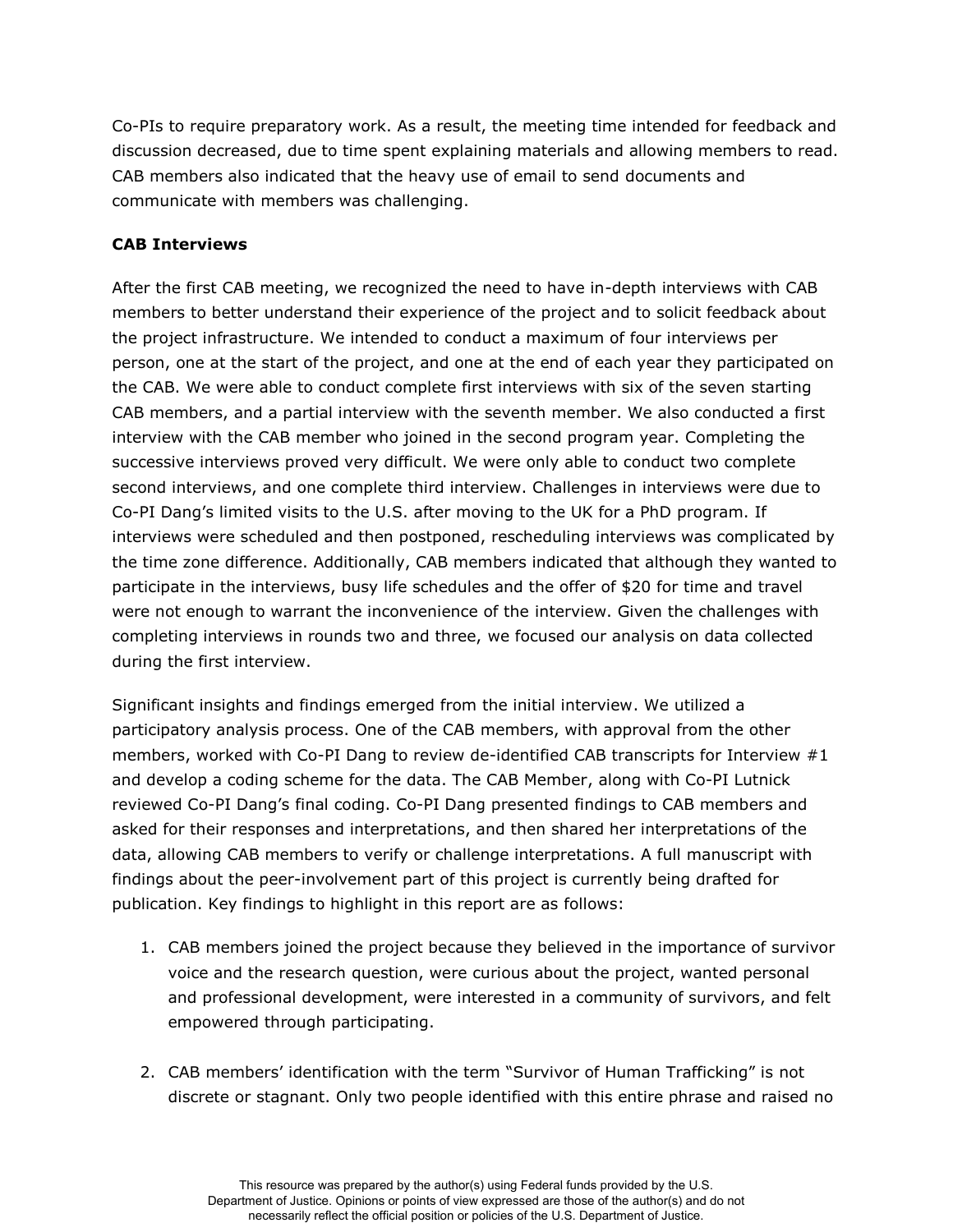Co-PIs to require preparatory work. As a result, the meeting time intended for feedback and discussion decreased, due to time spent explaining materials and allowing members to read. CAB members also indicated that the heavy use of email to send documents and communicate with members was challenging.

**CAB Interviews**

After the first CAB meeting, we recognized the need to have in-depth interviews with CAB members to better understand their experience of the project and to solicit feedback about the project infrastructure. We intended to conduct a maximum of four interviews per person, one at the start of the project, and one at the end of each year they participated on the CAB. We were able to conduct complete first interviews with six of the seven starting CAB members, and a partial interview with the seventh member. We also conducted a first interview with the CAB member who joined in the second program year. Completing the successive interviews proved very difficult. We were only able to conduct two complete second interviews, and one complete third interview. Challenges in interviews were due to Co-PI Dang's limited visits to the U.S. after moving to the UK for a PhD program. If interviews were scheduled and then postponed, rescheduling interviews was complicated by the time zone difference. Additionally, CAB members indicated that although they wanted to participate in the interviews, busy life schedules and the offer of $20 for time and travel were not enough to warrant the inconvenience of the interview. Given the challenges with completing interviews in rounds two and three, we focused our analysis on data collected during the first interview.

Significant insights and findings emerged from the initial interview. We utilized a participatory analysis process. One of the CAB members, with approval from the other members, worked with Co-PI Dang to review de-identified CAB transcripts for Interview #1 and develop a coding scheme for the data. The CAB Member, along with Co-PI Lutnick reviewed Co-PI Dang's final coding. Co-PI Dang presented findings to CAB members and asked for their responses and interpretations, and then shared her interpretations of the data, allowing CAB members to verify or challenge interpretations. A full manuscript with findings about the peer-involvement part of this project is currently being drafted for publication. Key findings to highlight in this report are as follows:

1. CAB members joined the project because they believed in the importance of survivor voice and the research question, were curious about the project, wanted personal and professional development, were interested in a community of survivors, and felt empowered through participating.

2. CAB members' identification with the term "Survivor of Human Trafficking" is not discrete or stagnant. Only two people identified with this entire phrase and raised no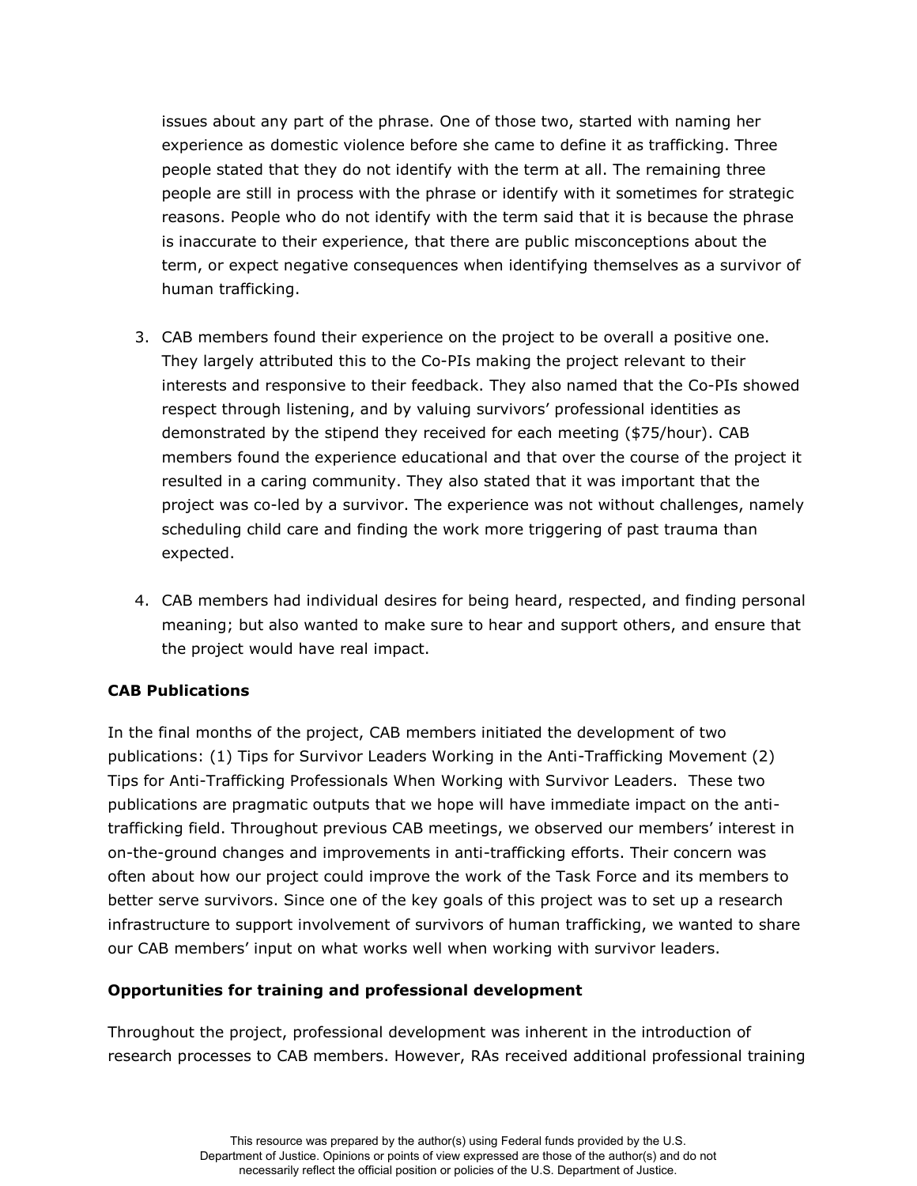issues about any part of the phrase. One of those two, started with naming her experience as domestic violence before she came to define it as trafficking. Three people stated that they do not identify with the term at all. The remaining three people are still in process with the phrase or identify with it sometimes for strategic reasons. People who do not identify with the term said that it is because the phrase is inaccurate to their experience, that there are public misconceptions about the term, or expect negative consequences when identifying themselves as a survivor of human trafficking.

3. CAB members found their experience on the project to be overall a positive one. They largely attributed this to the Co-PIs making the project relevant to their interests and responsive to their feedback. They also named that the Co-PIs showed respect through listening, and by valuing survivors' professional identities as demonstrated by the stipend they received for each meeting ($75/hour). CAB members found the experience educational and that over the course of the project it resulted in a caring community. They also stated that it was important that the project was co-led by a survivor. The experience was not without challenges, namely scheduling child care and finding the work more triggering of past trauma than expected.

4. CAB members had individual desires for being heard, respected, and finding personal meaning; but also wanted to make sure to hear and support others, and ensure that the project would have real impact.

**CAB Publications**

In the final months of the project, CAB members initiated the development of two publications: (1) Tips for Survivor Leaders Working in the Anti-Trafficking Movement (2) Tips for Anti-Trafficking Professionals When Working with Survivor Leaders. These two publications are pragmatic outputs that we hope will have immediate impact on the anti-trafficking field. Throughout previous CAB meetings, we observed our members' interest in on-the-ground changes and improvements in anti-trafficking efforts. Their concern was often about how our project could improve the work of the Task Force and its members to better serve survivors. Since one of the key goals of this project was to set up a research infrastructure to support involvement of survivors of human trafficking, we wanted to share our CAB members' input on what works well when working with survivor leaders.

**Opportunities for training and professional development**

Throughout the project, professional development was inherent in the introduction of research processes to CAB members. However, RAs received additional professional training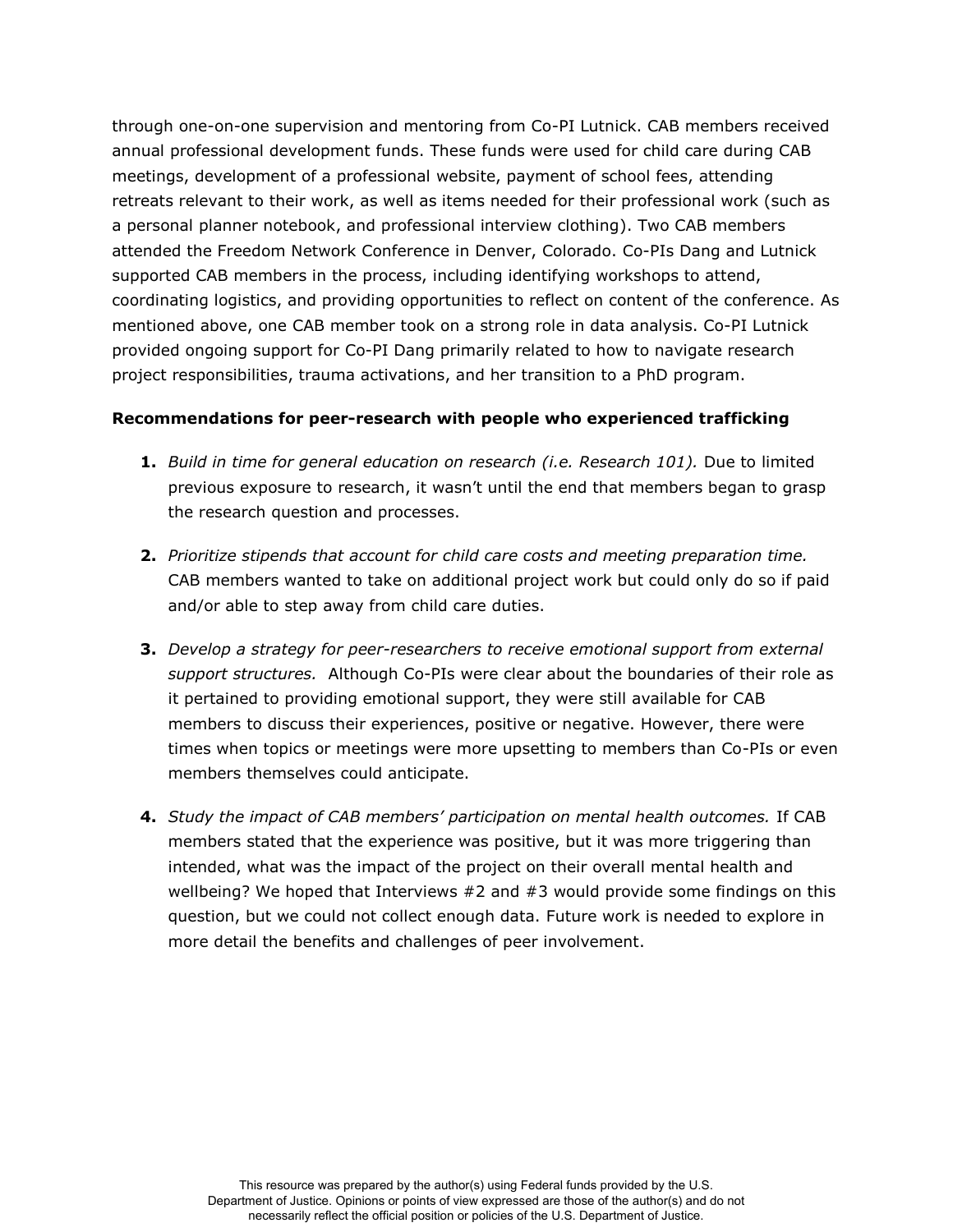through one-on-one supervision and mentoring from Co-PI Lutnick. CAB members received annual professional development funds. These funds were used for child care during CAB meetings, development of a professional website, payment of school fees, attending retreats relevant to their work, as well as items needed for their professional work (such as a personal planner notebook, and professional interview clothing). Two CAB members attended the Freedom Network Conference in Denver, Colorado. Co-PIs Dang and Lutnick supported CAB members in the process, including identifying workshops to attend, coordinating logistics, and providing opportunities to reflect on content of the conference. As mentioned above, one CAB member took on a strong role in data analysis. Co-PI Lutnick provided ongoing support for Co-PI Dang primarily related to how to navigate research project responsibilities, trauma activations, and her transition to a PhD program.

**Recommendations for peer-research with people who experienced trafficking**

1. *Build in time for general education on research (i.e. Research 101).* Due to limited previous exposure to research, it wasn't until the end that members began to grasp the research question and processes.

2. *Prioritize stipends that account for child care costs and meeting preparation time.* CAB members wanted to take on additional project work but could only do so if paid and/or able to step away from child care duties.

3. *Develop a strategy for peer-researchers to receive emotional support from external support structures.* Although Co-PIs were clear about the boundaries of their role as it pertained to providing emotional support, they were still available for CAB members to discuss their experiences, positive or negative. However, there were times when topics or meetings were more upsetting to members than Co-PIs or even members themselves could anticipate.

4. *Study the impact of CAB members' participation on mental health outcomes.* If CAB members stated that the experience was positive, but it was more triggering than intended, what was the impact of the project on their overall mental health and wellbeing? We hoped that Interviews #2 and #3 would provide some findings on this question, but we could not collect enough data. Future work is needed to explore in more detail the benefits and challenges of peer involvement.